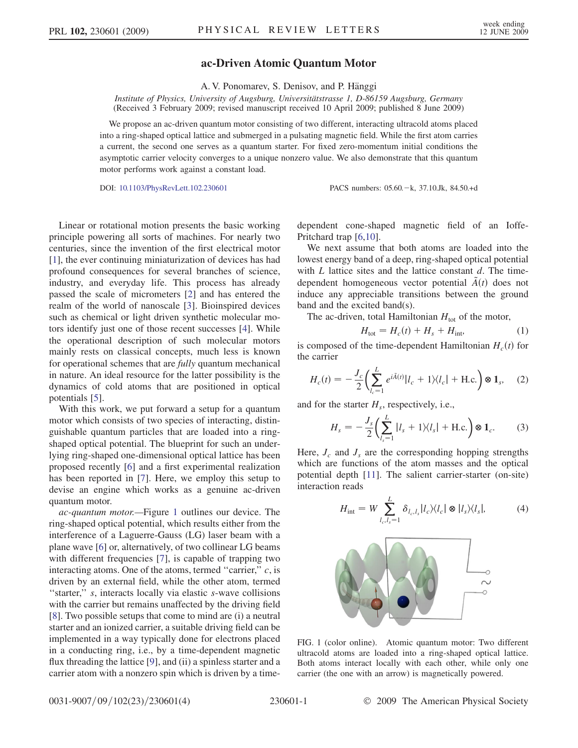# ac-Driven Atomic Quantum Motor

A. V. Ponomarev, S. Denisov, and P. Hänggi

*Institute of Physics, University of Augsburg, Universitätstrasse 1, D-86159 Augsburg, Germany*
(Received 3 February 2009; revised manuscript received 10 April 2009; published 8 June 2009)

We propose an ac-driven quantum motor consisting of two different, interacting ultracold atoms placed into a ring-shaped optical lattice and submerged in a pulsating magnetic field. While the first atom carries a current, the second one serves as a quantum starter. For fixed zero-momentum initial conditions the asymptotic carrier velocity converges to a unique nonzero value. We also demonstrate that this quantum motor performs work against a constant load.

DOI: 10.1103/PhysRevLett.102.230601 PACS numbers: 05.60.−k, 37.10.Jk, 84.50.+d

Linear or rotational motion presents the basic working principle powering all sorts of machines. For nearly two centuries, since the invention of the first electrical motor [1], the ever continuing miniaturization of devices has had profound consequences for several branches of science, industry, and everyday life. This process has already passed the scale of micrometers [2] and has entered the realm of the world of nanoscale [3]. Bioinspired devices such as chemical or light driven synthetic molecular motors identify just one of those recent successes [4]. While the operational description of such molecular motors mainly rests on classical concepts, much less is known for operational schemes that are *fully* quantum mechanical in nature. An ideal resource for the latter possibility is the dynamics of cold atoms that are positioned in optical potentials [5].

With this work, we put forward a setup for a quantum motor which consists of two species of interacting, distinguishable quantum particles that are loaded into a ring-shaped optical potential. The blueprint for such an underlying ring-shaped one-dimensional optical lattice has been proposed recently [6] and a first experimental realization has been reported in [7]. Here, we employ this setup to devise an engine which works as a genuine ac-driven quantum motor.

*ac-quantum motor.*—Figure 1 outlines our device. The ring-shaped optical potential, which results either from the interference of a Laguerre-Gauss (LG) laser beam with a plane wave [6] or, alternatively, of two collinear LG beams with different frequencies [7], is capable of trapping two interacting atoms. One of the atoms, termed "carrier," $c$, is driven by an external field, while the other atom, termed "starter," $s$, interacts locally via elastic $s$-wave collisions with the carrier but remains unaffected by the driving field [8]. Two possible setups that come to mind are (i) a neutral starter and an ionized carrier, a suitable driving field can be implemented in a way typically done for electrons placed in a conducting ring, i.e., by a time-dependent magnetic flux threading the lattice [9], and (ii) a spinless starter and a carrier atom with a nonzero spin which is driven by a time-dependent cone-shaped magnetic field of an Ioffe-Pritchard trap [6,10].

We next assume that both atoms are loaded into the lowest energy band of a deep, ring-shaped optical potential with $L$ lattice sites and the lattice constant $d$. The time-dependent homogeneous vector potential $\tilde{A}(t)$ does not induce any appreciable transitions between the ground band and the excited band(s).

The ac-driven, total Hamiltonian $H_{\text{tot}}$ of the motor,

$$H_{\text{tot}} = H_c(t) + H_s + H_{\text{int}}, \tag{1}$$

is composed of the time-dependent Hamiltonian $H_c(t)$ for the carrier

$$H_c(t) = -\frac{J_c}{2}\left(\sum_{l_c=1}^{L} e^{i\tilde{A}(t)}|l_c+1\rangle\langle l_c| + \text{H.c.}\right)\otimes \mathbf{1}_s, \tag{2}$$

and for the starter $H_s$, respectively, i.e.,

$$H_s = -\frac{J_s}{2}\left(\sum_{l_s=1}^{L} |l_s+1\rangle\langle l_s| + \text{H.c.}\right)\otimes \mathbf{1}_c. \tag{3}$$

Here, $J_c$ and $J_s$ are the corresponding hopping strengths which are functions of the atom masses and the optical potential depth [11]. The salient carrier-starter (on-site) interaction reads

$$H_{\text{int}} = W\sum_{l_c,l_s=1}^{L} \delta_{l_c,l_s}|l_c\rangle\langle l_c| \otimes |l_s\rangle\langle l_s|, \tag{4}$$

FIG. 1 (color online). Atomic quantum motor: Two different ultracold atoms are loaded into a ring-shaped optical lattice. Both atoms interact locally with each other, while only one carrier (the one with an arrow) is magnetically powered.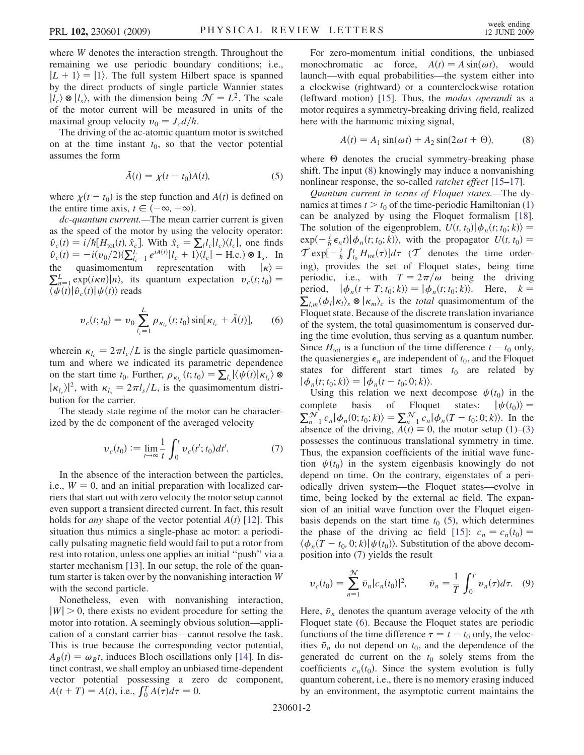where $W$ denotes the interaction strength. Throughout the remaining we use periodic boundary conditions; i.e., $|L+1\rangle = |1\rangle$. The full system Hilbert space is spanned by the direct products of single particle Wannier states $|l_c\rangle \otimes |l_s\rangle$, with the dimension being $\mathcal{N} = L^2$. The scale of the motor current will be measured in units of the maximal group velocity $v_0 = J_c d/\hbar$.

The driving of the ac-atomic quantum motor is switched on at the time instant $t_0$, so that the vector potential assumes the form

$$\tilde{A}(t) = \chi(t - t_0)A(t), \tag{5}$$

where $\chi(t - t_0)$ is the step function and $A(t)$ is defined on the entire time axis, $t \in (-\infty, +\infty)$.

*dc-quantum current.*—The mean carrier current is given as the speed of the motor by using the velocity operator: $\hat{v}_c(t) = i/\hbar[H_{\text{tot}}(t), \hat{x}_c]$. With $\hat{x}_c = \sum_l l_c |l_c\rangle\langle l_c|$, one finds $\hat{v}_c(t) = -i(v_0/2)(\sum_{l_c=1}^{L} e^{iA(t)}|l_c+1\rangle\langle l_c| - \text{H.c.}) \otimes \mathbf{1}_s$. In the quasimomentum representation with $|\kappa\rangle = \sum_{n=1}^{L} \exp(i\kappa n)|n\rangle$, its quantum expectation $v_c(t; t_0) = \langle\psi(t)|\hat{v}_c(t)|\psi(t)\rangle$ reads

$$v_c(t; t_0) = v_0 \sum_{l_c=1}^{L} \rho_{\kappa_{l_c}}(t; t_0) \sin[\kappa_{l_c} + \tilde{A}(t)], \tag{6}$$

wherein $\kappa_{l_c} = 2\pi l_c/L$ is the single particle quasimomentum and where we indicated its parametric dependence on the start time $t_0$. Further, $\rho_{\kappa_{l_c}}(t; t_0) = \sum_{l_s} |\langle\psi(t)|\kappa_{l_s}\rangle \otimes |\kappa_{l_c}\rangle|^2$, with $\kappa_{l_s} = 2\pi l_s/L$, is the quasimomentum distribution for the carrier.

The steady state regime of the motor can be characterized by the dc component of the averaged velocity

$$v_c(t_0) := \lim_{t\to\infty} \frac{1}{t} \int_0^t v_c(t'; t_0) dt'. \tag{7}$$

In the absence of the interaction between the particles, i.e., $W = 0$, and an initial preparation with localized carriers that start out with zero velocity the motor setup cannot even support a transient directed current. In fact, this result holds for *any* shape of the vector potential $A(t)$ [12]. This situation thus mimics a single-phase ac motor: a periodically pulsating magnetic field would fail to put a rotor from rest into rotation, unless one applies an initial "push" via a starter mechanism [13]. In our setup, the role of the quantum starter is taken over by the nonvanishing interaction $W$ with the second particle.

Nonetheless, even with nonvanishing interaction, $|W| > 0$, there exists no evident procedure for setting the motor into rotation. A seemingly obvious solution—application of a constant carrier bias—cannot resolve the task. This is true because the corresponding vector potential, $A_B(t) = \omega_B t$, induces Bloch oscillations only [14]. In distinct contrast, we shall employ an unbiased time-dependent vector potential possessing a zero dc component, $A(t+T) = A(t)$, i.e., $\int_0^T A(\tau)d\tau = 0$.

For zero-momentum initial conditions, the unbiased monochromatic ac force, $A(t) = A\sin(\omega t)$, would launch—with equal probabilities—the system either into a clockwise (rightward) or a counterclockwise rotation (leftward motion) [15]. Thus, the *modus operandi* as a motor requires a symmetry-breaking driving field, realized here with the harmonic mixing signal,

$$A(t) = A_1 \sin(\omega t) + A_2 \sin(2\omega t + \Theta), \tag{8}$$

where $\Theta$ denotes the crucial symmetry-breaking phase shift. The input (8) knowingly may induce a nonvanishing nonlinear response, the so-called *ratchet effect* [15–17].

*Quantum current in terms of Floquet states.*—The dynamics at times $t > t_0$ of the time-periodic Hamiltonian (1) can be analyzed by using the Floquet formalism [18]. The solution of the eigenproblem, $U(t, t_0)|\phi_n(t; t_0; k)\rangle = \exp(-\frac{i}{\hbar}\epsilon_n t)|\phi_n(t; t_0; k)\rangle$, with the propagator $U(t, t_0) = \mathcal{T}\exp[-\frac{i}{\hbar}\int_{t_0}^{t} H_{\text{tot}}(\tau)]d\tau$ ($\mathcal{T}$ denotes the time ordering), provides the set of Floquet states, being time periodic, i.e., with $T = 2\pi/\omega$ being the driving period, $|\phi_n(t+T; t_0; k)\rangle = |\phi_n(t; t_0; k)\rangle$. Here, $k = \sum_{l,m}\langle\phi_l|\kappa_l\rangle_s \otimes |\kappa_m\rangle_c$ is the *total* quasimomentum of the Floquet state. Because of the discrete translation invariance of the system, the total quasimomentum is conserved during the time evolution, thus serving as a quantum number. Since $H_{\text{tot}}$ is a function of the time difference $t - t_0$ only, the quasienergies $\epsilon_n$ are independent of $t_0$, and the Floquet states for different start times $t_0$ are related by $|\phi_n(t; t_0; k)\rangle = |\phi_n(t - t_0; 0; k)\rangle$.

Using this relation we next decompose $\psi(t_0)$ in the complete basis of Floquet states: $|\psi(t_0)\rangle = \sum_{n=1}^{\mathcal{N}} c_n|\phi_n(0; t_0; k)\rangle = \sum_{n=1}^{\mathcal{N}} c_n|\phi_n(T - t_0; 0; k)\rangle$. In the absence of the driving, $A(t) \equiv 0$, the motor setup (1)–(3) possesses the continuous translational symmetry in time. Thus, the expansion coefficients of the initial wave function $\psi(t_0)$ in the system eigenbasis knowingly do not depend on time. On the contrary, eigenstates of a periodically driven system—the Floquet states—evolve in time, being locked by the external ac field. The expansion of an initial wave function over the Floquet eigenbasis depends on the start time $t_0$ (5), which determines the phase of the driving ac field [15]: $c_n = c_n(t_0) = \langle\phi_n(T - t_0, 0; k)|\psi(t_0)\rangle$. Substitution of the above decomposition into (7) yields the result

$$v_c(t_0) = \sum_{n=1}^{\mathcal{N}} \bar{v}_n |c_n(t_0)|^2, \qquad \bar{v}_n = \frac{1}{T}\int_0^T v_n(\tau)d\tau. \tag{9}$$

Here, $\bar{v}_n$ denotes the quantum average velocity of the $n$th Floquet state (6). Because the Floquet states are periodic functions of the time difference $\tau = t - t_0$ only, the velocities $\bar{v}_n$ do not depend on $t_0$, and the dependence of the generated dc current on the $t_0$ solely stems from the coefficients $c_n(t_0)$. Since the system evolution is fully quantum coherent, i.e., there is no memory erasing induced by an environment, the asymptotic current maintains the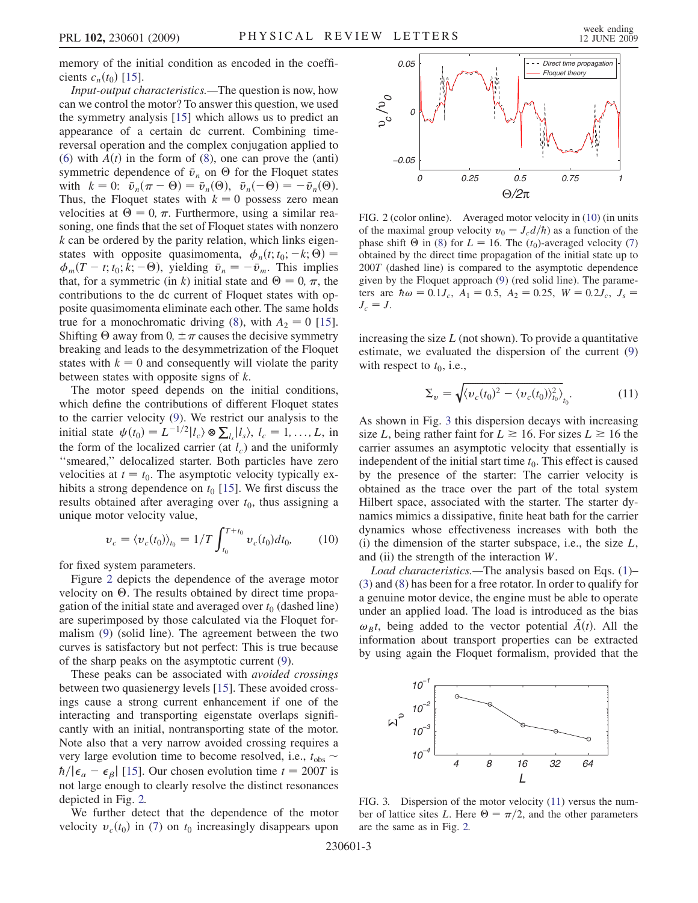memory of the initial condition as encoded in the coefficients $c_n(t_0)$ [15].

*Input-output characteristics.*—The question is now, how can we control the motor? To answer this question, we used the symmetry analysis [15] which allows us to predict an appearance of a certain dc current. Combining time-reversal operation and the complex conjugation applied to (6) with $A(t)$ in the form of (8), one can prove the (anti) symmetric dependence of $\bar{v}_n$ on $\Theta$ for the Floquet states with $k = 0$: $\bar{v}_n(\pi - \Theta) = \bar{v}_n(\Theta)$, $\bar{v}_n(-\Theta) = -\bar{v}_n(\Theta)$. Thus, the Floquet states with $k = 0$ possess zero mean velocities at $\Theta = 0, \pi$. Furthermore, using a similar reasoning, one finds that the set of Floquet states with nonzero $k$ can be ordered by the parity relation, which links eigenstates with opposite quasimomenta, $\phi_n(t; t_0; -k; \Theta) = \phi_m(T - t; t_0; k; -\Theta)$, yielding $\bar{v}_n = -\bar{v}_m$. This implies that, for a symmetric (in $k$) initial state and $\Theta = 0, \pi$, the contributions to the dc current of Floquet states with opposite quasimomenta eliminate each other. The same holds true for a monochromatic driving (8), with $A_2 = 0$ [15]. Shifting $\Theta$ away from $0, \pm\pi$ causes the decisive symmetry breaking and leads to the desymmetrization of the Floquet states with $k = 0$ and consequently will violate the parity between states with opposite signs of $k$.

The motor speed depends on the initial conditions, which define the contributions of different Floquet states to the carrier velocity (9). We restrict our analysis to the initial state $\psi(t_0) = L^{-1/2}|l_c\rangle \otimes \sum_{l_s}|l_s\rangle$, $l_c = 1, \ldots, L$, in the form of the localized carrier (at $l_c$) and the uniformly "smeared," delocalized starter. Both particles have zero velocities at $t = t_0$. The asymptotic velocity typically exhibits a strong dependence on $t_0$ [15]. We first discuss the results obtained after averaging over $t_0$, thus assigning a unique motor velocity value,

$$v_c = \langle v_c(t_0)\rangle_{t_0} = 1/T \int_{t_0}^{T+t_0} v_c(t_0)dt_0, \qquad (10)$$

for fixed system parameters.

Figure 2 depicts the dependence of the average motor velocity on $\Theta$. The results obtained by direct time propagation of the initial state and averaged over $t_0$ (dashed line) are superimposed by those calculated via the Floquet formalism (9) (solid line). The agreement between the two curves is satisfactory but not perfect: This is true because of the sharp peaks on the asymptotic current (9).

These peaks can be associated with *avoided crossings* between two quasienergy levels [15]. These avoided crossings cause a strong current enhancement if one of the interacting and transporting eigenstate overlaps significantly with an initial, nontransporting state of the motor. Note also that a very narrow avoided crossing requires a very large evolution time to become resolved, i.e., $t_{\rm obs} \sim \hbar/|\epsilon_\alpha - \epsilon_\beta|$ [15]. Our chosen evolution time $t = 200T$ is not large enough to clearly resolve the distinct resonances depicted in Fig. 2.

We further detect that the dependence of the motor velocity $v_c(t_0)$ in (7) on $t_0$ increasingly disappears upon increasing the size $L$ (not shown). To provide a quantitative estimate, we evaluated the dispersion of the current (9) with respect to $t_0$, i.e.,

$$\Sigma_v = \sqrt{\langle v_c(t_0)^2 - \langle v_c(t_0)\rangle^2_{t_0}\rangle_{t_0}}. \qquad (11)$$

As shown in Fig. 3 this dispersion decays with increasing size $L$, being rather faint for $L \gtrsim 16$. For sizes $L \gtrsim 16$ the carrier assumes an asymptotic velocity that essentially is independent of the initial start time $t_0$. This effect is caused by the presence of the starter: The carrier velocity is obtained as the trace over the part of the total system Hilbert space, associated with the starter. The starter dynamics mimics a dissipative, finite heat bath for the carrier dynamics whose effectiveness increases with both the (i) the dimension of the starter subspace, i.e., the size $L$, and (ii) the strength of the interaction $W$.

*Load characteristics.*—The analysis based on Eqs. (1)–(3) and (8) has been for a free rotator. In order to qualify for a genuine motor device, the engine must be able to operate under an applied load. The load is introduced as the bias $\omega_B t$, being added to the vector potential $\tilde{A}(t)$. All the information about transport properties can be extracted by using again the Floquet formalism, provided that the

FIG. 2 (color online). Averaged motor velocity in (10) (in units of the maximal group velocity $v_0 = J_c d/\hbar$) as a function of the phase shift $\Theta$ in (8) for $L = 16$. The ($t_0$)-averaged velocity (7) obtained by the direct time propagation of the initial state up to $200T$ (dashed line) is compared to the asymptotic dependence given by the Floquet approach (9) (red solid line). The parameters are $\hbar\omega = 0.1J_c$, $A_1 = 0.5$, $A_2 = 0.25$, $W = 0.2J_c$, $J_s = J_c = J$.

FIG. 3. Dispersion of the motor velocity (11) versus the number of lattice sites $L$. Here $\Theta = \pi/2$, and the other parameters are the same as in Fig. 2.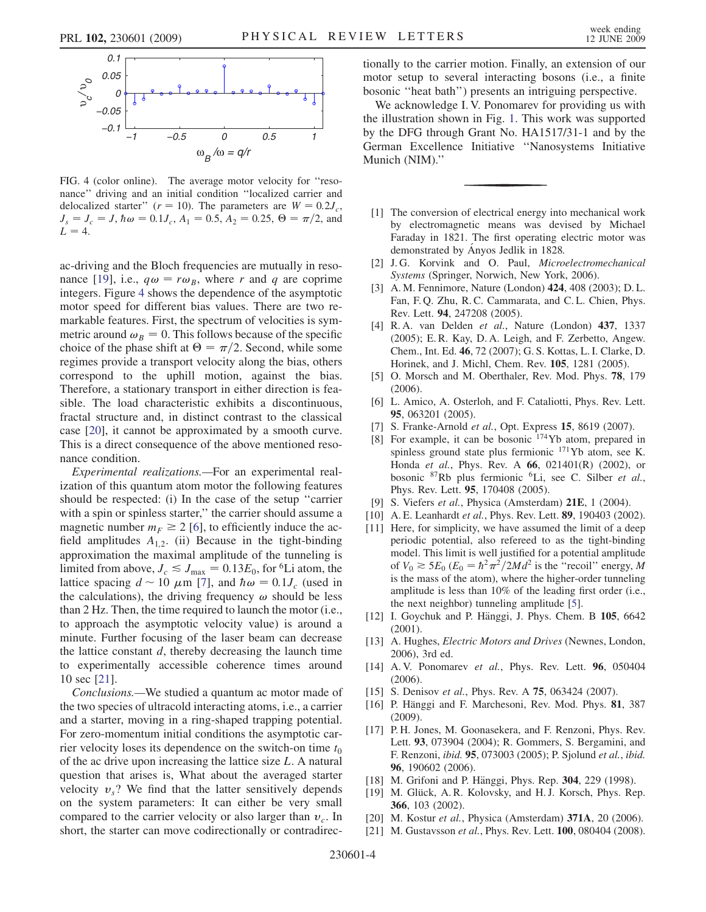0.1
0.05
$v_c/v_0$
0
−0.05
−0.1
−1 −0.5 0 0.5 1
$\omega_B/\omega = q/r$

FIG. 4 (color online). The average motor velocity for "resonance" driving and an initial condition "localized carrier and delocalized starter" ($r = 10$). The parameters are $W = 0.2J_c$, $J_s = J_c = J$, $\hbar\omega = 0.1J_c$, $A_1 = 0.5$, $A_2 = 0.25$, $\Theta = \pi/2$, and $L = 4$.

ac-driving and the Bloch frequencies are mutually in resonance [19], i.e., $q\omega = r\omega_B$, where $r$ and $q$ are coprime integers. Figure 4 shows the dependence of the asymptotic motor speed for different bias values. There are two remarkable features. First, the spectrum of velocities is symmetric around $\omega_B = 0$. This follows because of the specific choice of the phase shift at $\Theta = \pi/2$. Second, while some regimes provide a transport velocity along the bias, others correspond to the uphill motion, against the bias. Therefore, a stationary transport in either direction is feasible. The load characteristic exhibits a discontinuous, fractal structure and, in distinct contrast to the classical case [20], it cannot be approximated by a smooth curve. This is a direct consequence of the above mentioned resonance condition.

*Experimental realizations.*—For an experimental realization of this quantum atom motor the following features should be respected: (i) In the case of the setup "carrier with a spin or spinless starter," the carrier should assume a magnetic number $m_F \geq 2$ [6], to efficiently induce the ac-field amplitudes $A_{1,2}$. (ii) Because in the tight-binding approximation the maximal amplitude of the tunneling is limited from above, $J_c \lesssim J_{\max} = 0.13E_0$, for $^6$Li atom, the lattice spacing $d \sim 10$ $\mu$m [7], and $\hbar\omega = 0.1J_c$ (used in the calculations), the driving frequency $\omega$ should be less than 2 Hz. Then, the time required to launch the motor (i.e., to approach the asymptotic velocity value) is around a minute. Further focusing of the laser beam can decrease the lattice constant $d$, thereby decreasing the launch time to experimentally accessible coherence times around 10 sec [21].

*Conclusions.*—We studied a quantum ac motor made of the two species of ultracold interacting atoms, i.e., a carrier and a starter, moving in a ring-shaped trapping potential. For zero-momentum initial conditions the asymptotic carrier velocity loses its dependence on the switch-on time $t_0$ of the ac drive upon increasing the lattice size $L$. A natural question that arises is, What about the averaged starter velocity $v_s$? We find that the latter sensitively depends on the system parameters: It can either be very small compared to the carrier velocity or also larger than $v_c$. In short, the starter can move codirectionally or contradirectionally to the carrier motion. Finally, an extension of our motor setup to several interacting bosons (i.e., a finite bosonic "heat bath") presents an intriguing perspective.

We acknowledge I. V. Ponomarev for providing us with the illustration shown in Fig. 1. This work was supported by the DFG through Grant No. HA1517/31-1 and by the German Excellence Initiative "Nanosystems Initiative Munich (NIM)."

---

[1] The conversion of electrical energy into mechanical work by electromagnetic means was devised by Michael Faraday in 1821. The first operating electric motor was demonstrated by Ányos Jedlik in 1828.

[2] J. G. Korvink and O. Paul, *Microelectromechanical Systems* (Springer, Norwich, New York, 2006).

[3] A. M. Fennimore, Nature (London) **424**, 408 (2003); D. L. Fan, F. Q. Zhu, R. C. Cammarata, and C. L. Chien, Phys. Rev. Lett. **94**, 247208 (2005).

[4] R. A. van Delden *et al.*, Nature (London) **437**, 1337 (2005); E. R. Kay, D. A. Leigh, and F. Zerbetto, Angew. Chem., Int. Ed. **46**, 72 (2007); G. S. Kottas, L. I. Clarke, D. Horinek, and J. Michl, Chem. Rev. **105**, 1281 (2005).

[5] O. Morsch and M. Oberthaler, Rev. Mod. Phys. **78**, 179 (2006).

[6] L. Amico, A. Osterloh, and F. Cataliotti, Phys. Rev. Lett. **95**, 063201 (2005).

[7] S. Franke-Arnold *et al.*, Opt. Express **15**, 8619 (2007).

[8] For example, it can be bosonic $^{174}$Yb atom, prepared in spinless ground state plus fermionic $^{171}$Yb atom, see K. Honda *et al.*, Phys. Rev. A **66**, 021401(R) (2002), or bosonic $^{87}$Rb plus fermionic $^6$Li, see C. Silber *et al.*, Phys. Rev. Lett. **95**, 170408 (2005).

[9] S. Viefers *et al.*, Physica (Amsterdam) **21E**, 1 (2004).

[10] A. E. Leanhardt *et al.*, Phys. Rev. Lett. **89**, 190403 (2002).

[11] Here, for simplicity, we have assumed the limit of a deep periodic potential, also refereed to as the tight-binding model. This limit is well justified for a potential amplitude of $V_0 \gtrsim 5E_0$ ($E_0 = \hbar^2\pi^2/2Md^2$ is the "recoil" energy, $M$ is the mass of the atom), where the higher-order tunneling amplitude is less than 10% of the leading first order (i.e., the next neighbor) tunneling amplitude [5].

[12] I. Goychuk and P. Hänggi, J. Phys. Chem. B **105**, 6642 (2001).

[13] A. Hughes, *Electric Motors and Drives* (Newnes, London, 2006), 3rd ed.

[14] A. V. Ponomarev *et al.*, Phys. Rev. Lett. **96**, 050404 (2006).

[15] S. Denisov *et al.*, Phys. Rev. A **75**, 063424 (2007).

[16] P. Hänggi and F. Marchesoni, Rev. Mod. Phys. **81**, 387 (2009).

[17] P. H. Jones, M. Goonasekera, and F. Renzoni, Phys. Rev. Lett. **93**, 073904 (2004); R. Gommers, S. Bergamini, and F. Renzoni, *ibid.* **95**, 073003 (2005); P. Sjolund *et al.*, *ibid.* **96**, 190602 (2006).

[18] M. Grifoni and P. Hänggi, Phys. Rep. **304**, 229 (1998).

[19] M. Glück, A. R. Kolovsky, and H. J. Korsch, Phys. Rep. **366**, 103 (2002).

[20] M. Kostur *et al.*, Physica (Amsterdam) **371A**, 20 (2006).

[21] M. Gustavsson *et al.*, Phys. Rev. Lett. **100**, 080404 (2008).